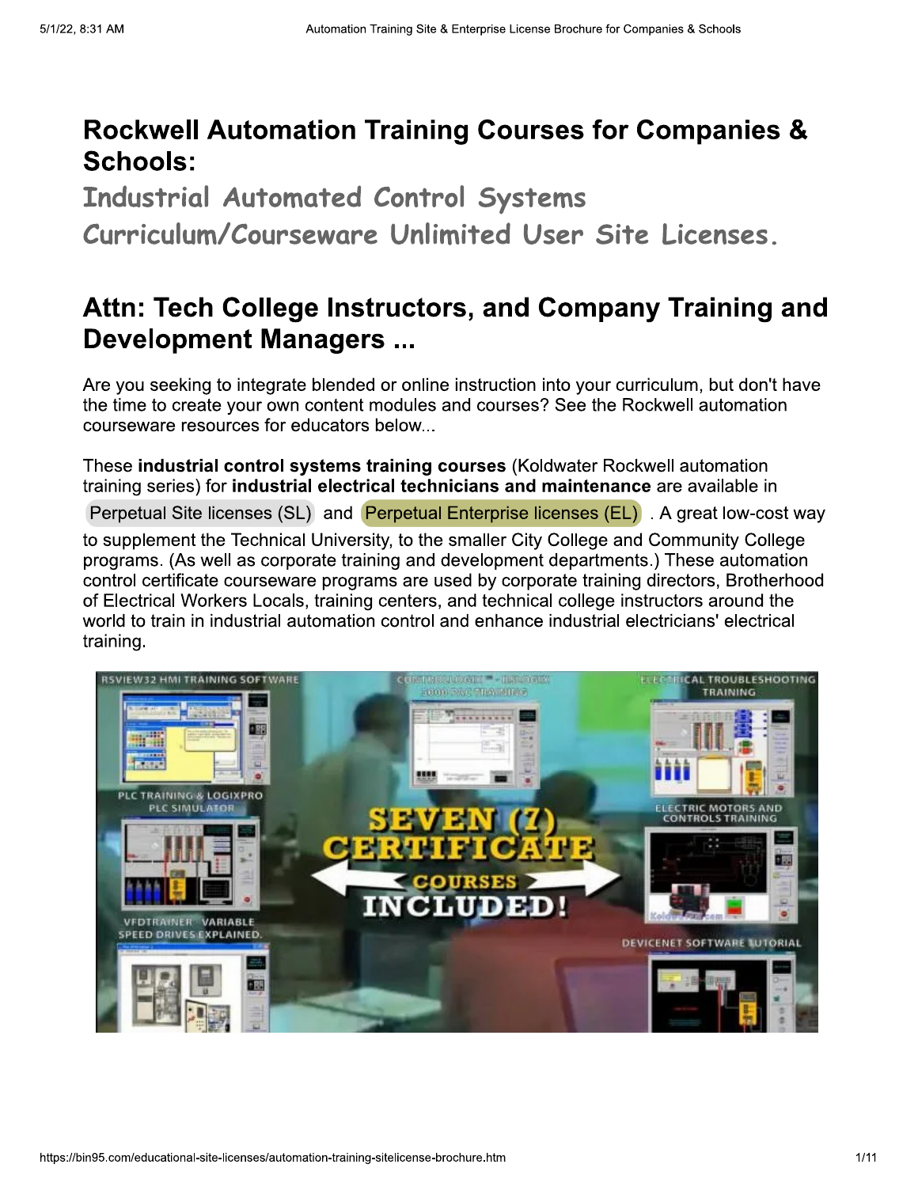# Rockwell Automation Training Courses for Companies & Schools:

## Industrial Automated Control Systems Curriculum/Courseware Unlimited User Site Licenses.

## Attn: Tech College Instructors, and Company Training and Development Managers ...

Are you seeking to integrate blended or online instruction into your curriculum, but don't have the time to create your own content modules and courses? See the Rockwell automation courseware resources for educators below...

These **industrial control systems training courses** (Koldwater Rockwell automation training series) for **industrial electrical technicians and maintenance** are available in Perpetual Site licenses (SL) and Perpetual Enterprise licenses (EL) . A great low-cost way to supplement the Technical University, to the smaller City College and Community College programs. (As well as corporate training and development departments.) These automation control certificate courseware programs are used by corporate training directors, Brotherhood of Electrical Workers Locals, training centers, and technical college instructors around the world to train in industrial automation control and enhance industrial electricians' electrical training.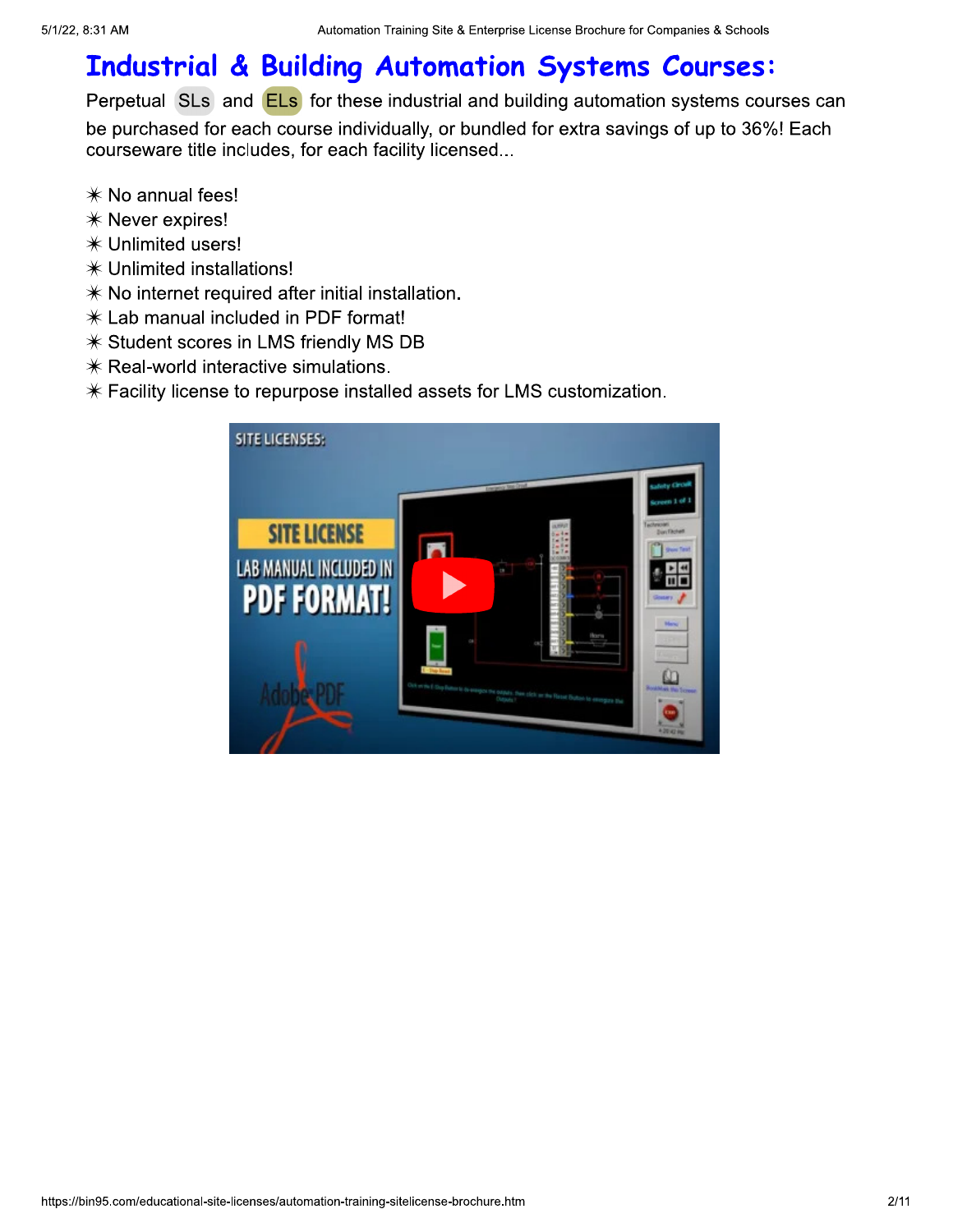# Industrial & Building Automation Systems Courses:

Perpetual SLs and ELs for these industrial and building automation systems courses can be purchased for each course individually, or bundled for extra savings of up to 36%! Each courseware title includes, for each facility licensed...

- ✳ No annual fees!
- ✳ Never expires!
- ✳ Unlimited users!
- ✳ Unlimited installations!
- ✳ No internet required after initial installation.
- ✳ Lab manual included in PDF format!
- ✳ Student scores in LMS friendly MS DB
- ✳ Real-world interactive simulations.
- ✳ Facility license to repurpose installed assets for LMS customization.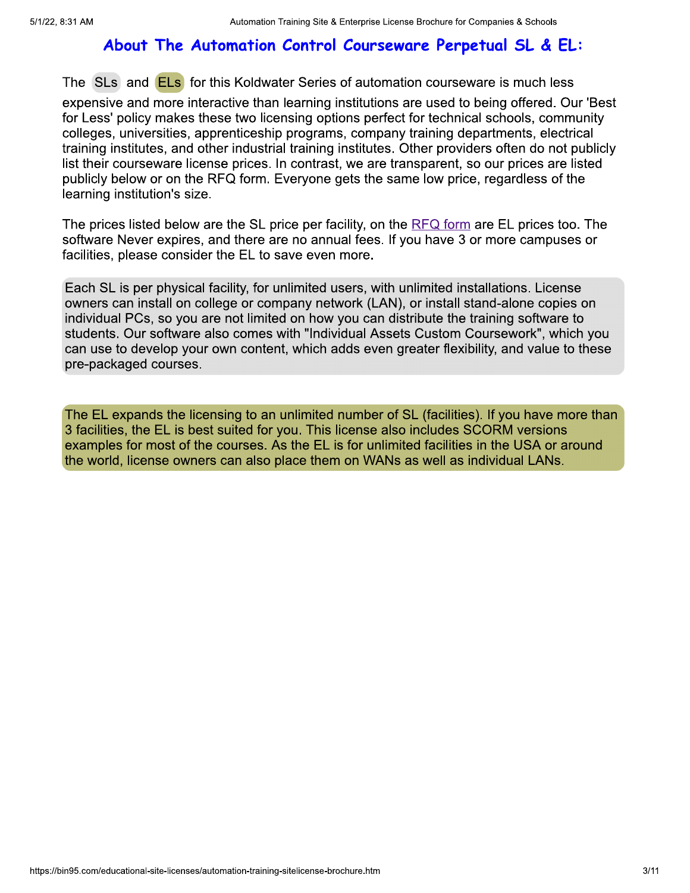## About The Automation Control Courseware Perpetual SL & EL:

The SLs and ELs for this Koldwater Series of automation courseware is much less expensive and more interactive than learning institutions are used to being offered. Our 'Best for Less' policy makes these two licensing options perfect for technical schools, community colleges, universities, apprenticeship programs, company training departments, electrical training institutes, and other industrial training institutes. Other providers often do not publicly list their courseware license prices. In contrast, we are transparent, so our prices are listed publicly below or on the RFQ form. Everyone gets the same low price, regardless of the learning institution's size.

The prices listed below are the SL price per facility, on the RFQ form are EL prices too. The software Never expires, and there are no annual fees. If you have 3 or more campuses or facilities, please consider the EL to save even more.

Each SL is per physical facility, for unlimited users, with unlimited installations. License owners can install on college or company network (LAN), or install stand-alone copies on individual PCs, so you are not limited on how you can distribute the training software to students. Our software also comes with "Individual Assets Custom Coursework", which you can use to develop your own content, which adds even greater flexibility, and value to these pre-packaged courses.

The EL expands the licensing to an unlimited number of SL (facilities). If you have more than 3 facilities, the EL is best suited for you. This license also includes SCORM versions examples for most of the courses. As the EL is for unlimited facilities in the USA or around the world, license owners can also place them on WANs as well as individual LANs.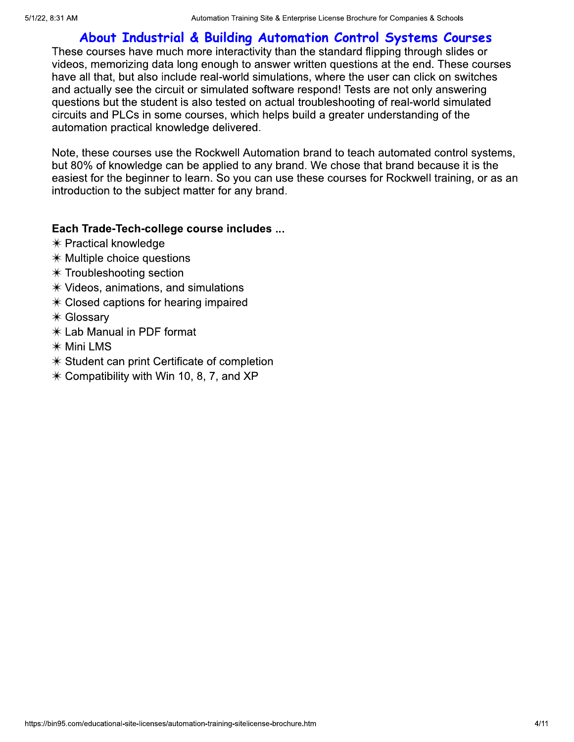## About Industrial & Building Automation Control Systems Courses

These courses have much more interactivity than the standard flipping through slides or videos, memorizing data long enough to answer written questions at the end. These courses have all that, but also include real-world simulations, where the user can click on switches and actually see the circuit or simulated software respond! Tests are not only answering questions but the student is also tested on actual troubleshooting of real-world simulated circuits and PLCs in some courses, which helps build a greater understanding of the automation practical knowledge delivered.

Note, these courses use the Rockwell Automation brand to teach automated control systems, but 80% of knowledge can be applied to any brand. We chose that brand because it is the easiest for the beginner to learn. So you can use these courses for Rockwell training, or as an introduction to the subject matter for any brand.

**Each Trade-Tech-college course includes ...**

- ✳ Practical knowledge
- ✳ Multiple choice questions
- ✳ Troubleshooting section
- ✳ Videos, animations, and simulations
- ✳ Closed captions for hearing impaired
- ✳ Glossary
- ✳ Lab Manual in PDF format
- ✳ Mini LMS
- ✳ Student can print Certificate of completion
- ✳ Compatibility with Win 10, 8, 7, and XP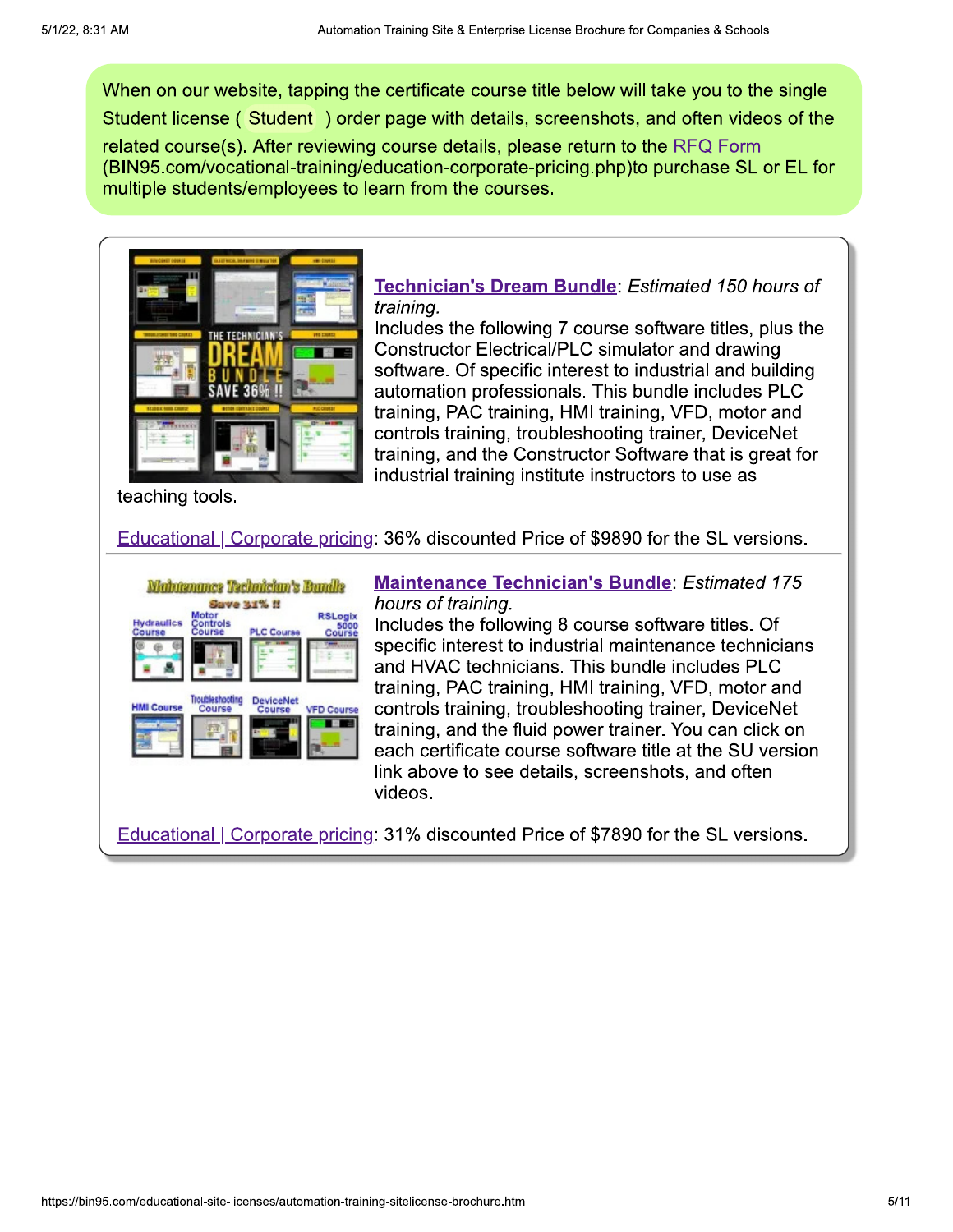When on our website, tapping the certificate course title below will take you to the single Student license ( Student ) order page with details, screenshots, and often videos of the related course(s). After reviewing course details, please return to the RFQ Form (BIN95.com/vocational-training/education-corporate-pricing.php)to purchase SL or EL for multiple students/employees to learn from the courses.

**Technician's Dream Bundle**: *Estimated 150 hours of training.*
Includes the following 7 course software titles, plus the Constructor Electrical/PLC simulator and drawing software. Of specific interest to industrial and building automation professionals. This bundle includes PLC training, PAC training, HMI training, VFD, motor and controls training, troubleshooting trainer, DeviceNet training, and the Constructor Software that is great for industrial training institute instructors to use as teaching tools.

Educational | Corporate pricing: 36% discounted Price of $9890 for the SL versions.

---

**Maintenance Technician's Bundle**: *Estimated 175 hours of training.*
Includes the following 8 course software titles. Of specific interest to industrial maintenance technicians and HVAC technicians. This bundle includes PLC training, PAC training, HMI training, VFD, motor and controls training, troubleshooting trainer, DeviceNet training, and the fluid power trainer. You can click on each certificate course software title at the SU version link above to see details, screenshots, and often videos.

Educational | Corporate pricing: 31% discounted Price of $7890 for the SL versions.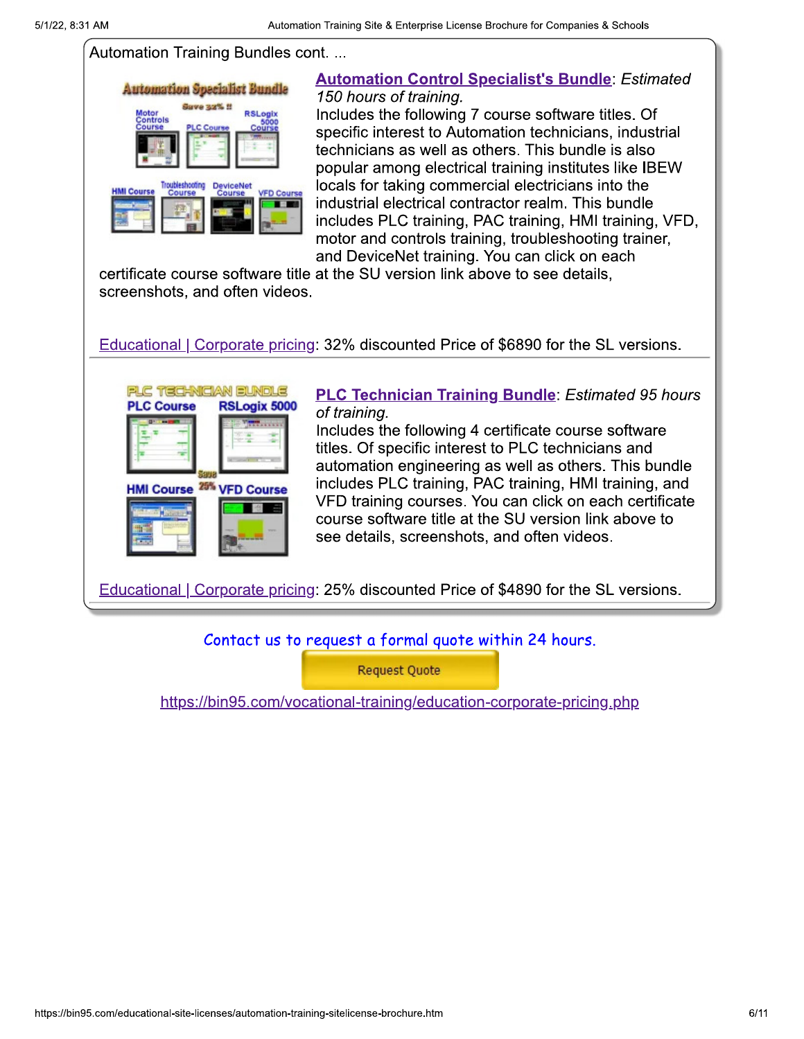Automation Training Bundles cont. ...

**[Automation Control Specialist's Bundle](#)**: *Estimated 150 hours of training.*
Includes the following 7 course software titles. Of specific interest to Automation technicians, industrial technicians as well as others. This bundle is also popular among electrical training institutes like IBEW locals for taking commercial electricians into the industrial electrical contractor realm. This bundle includes PLC training, PAC training, HMI training, VFD, motor and controls training, troubleshooting trainer, and DeviceNet training. You can click on each certificate course software title at the SU version link above to see details, screenshots, and often videos.

[Educational | Corporate pricing](#): 32% discounted Price of $6890 for the SL versions.

---

**[PLC Technician Training Bundle](#)**: *Estimated 95 hours of training.*
Includes the following 4 certificate course software titles. Of specific interest to PLC technicians and automation engineering as well as others. This bundle includes PLC training, PAC training, HMI training, and VFD training courses. You can click on each certificate course software title at the SU version link above to see details, screenshots, and often videos.

[Educational | Corporate pricing](#): 25% discounted Price of $4890 for the SL versions.

Contact us to request a formal quote within 24 hours.

Request Quote

https://bin95.com/vocational-training/education-corporate-pricing.php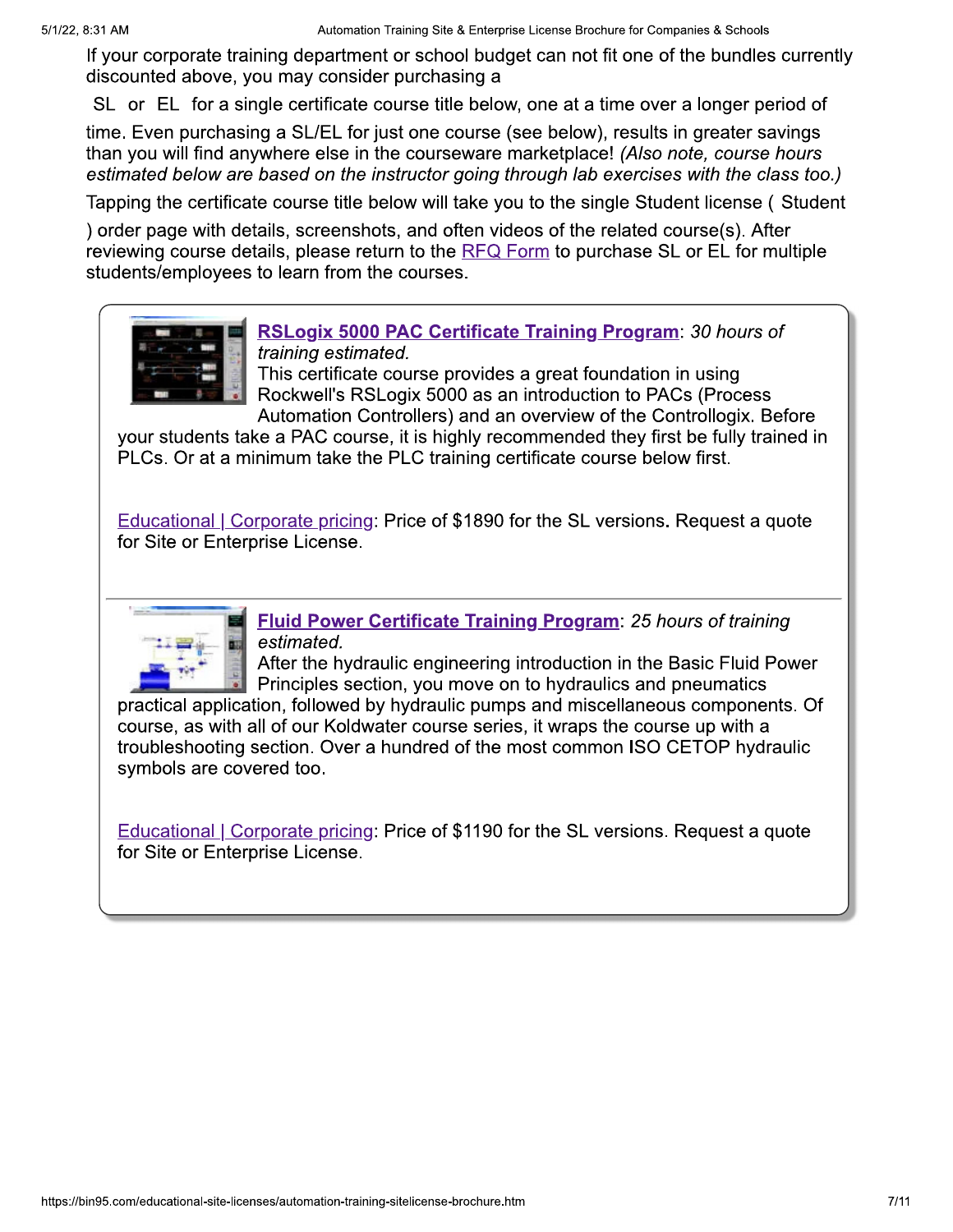If your corporate training department or school budget can not fit one of the bundles currently discounted above, you may consider purchasing a

SL or EL for a single certificate course title below, one at a time over a longer period of time. Even purchasing a SL/EL for just one course (see below), results in greater savings than you will find anywhere else in the courseware marketplace! *(Also note, course hours estimated below are based on the instructor going through lab exercises with the class too.)*

Tapping the certificate course title below will take you to the single Student license ( Student ) order page with details, screenshots, and often videos of the related course(s). After reviewing course details, please return to the RFQ Form to purchase SL or EL for multiple students/employees to learn from the courses.

**RSLogix 5000 PAC Certificate Training Program**: *30 hours of training estimated.*
This certificate course provides a great foundation in using Rockwell's RSLogix 5000 as an introduction to PACs (Process Automation Controllers) and an overview of the Controllogix. Before your students take a PAC course, it is highly recommended they first be fully trained in PLCs. Or at a minimum take the PLC training certificate course below first.

Educational | Corporate pricing: Price of $1890 for the SL versions. Request a quote for Site or Enterprise License.

---

**Fluid Power Certificate Training Program**: *25 hours of training estimated.*
After the hydraulic engineering introduction in the Basic Fluid Power Principles section, you move on to hydraulics and pneumatics practical application, followed by hydraulic pumps and miscellaneous components. Of course, as with all of our Koldwater course series, it wraps the course up with a troubleshooting section. Over a hundred of the most common ISO CETOP hydraulic symbols are covered too.

Educational | Corporate pricing: Price of $1190 for the SL versions. Request a quote for Site or Enterprise License.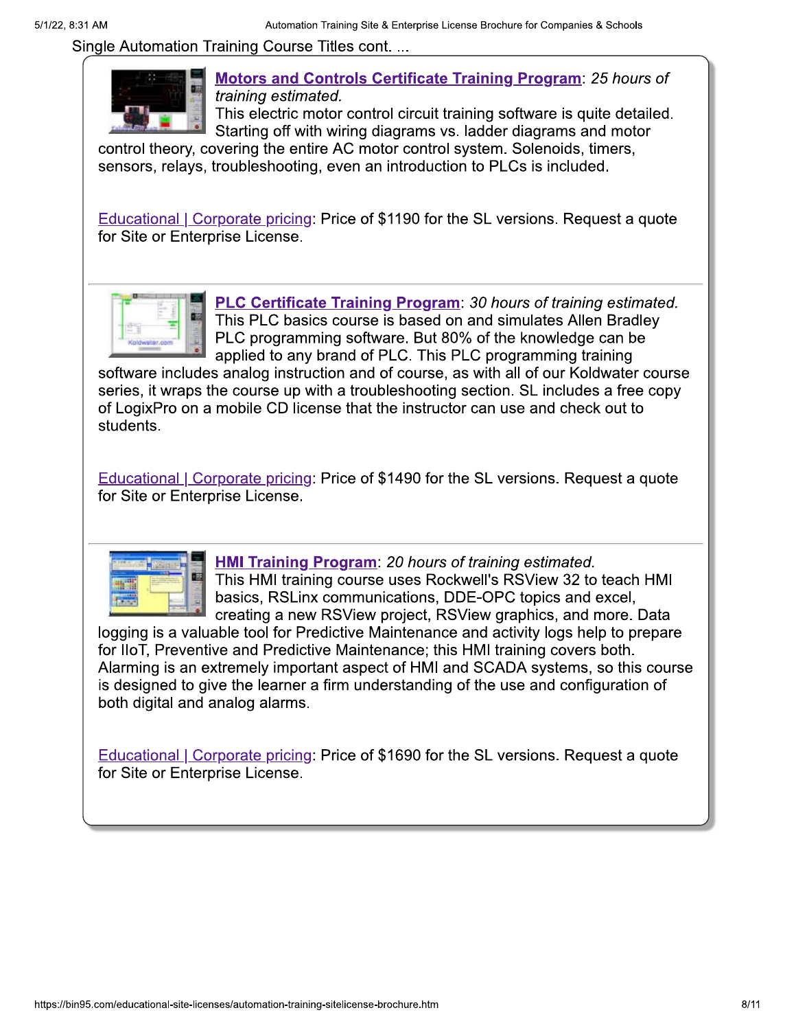Single Automation Training Course Titles cont. ...

**Motors and Controls Certificate Training Program**: *25 hours of training estimated.*
This electric motor control circuit training software is quite detailed. Starting off with wiring diagrams vs. ladder diagrams and motor control theory, covering the entire AC motor control system. Solenoids, timers, sensors, relays, troubleshooting, even an introduction to PLCs is included.

Educational | Corporate pricing: Price of $1190 for the SL versions. Request a quote for Site or Enterprise License.

---

**PLC Certificate Training Program**: *30 hours of training estimated.*
This PLC basics course is based on and simulates Allen Bradley PLC programming software. But 80% of the knowledge can be applied to any brand of PLC. This PLC programming training software includes analog instruction and of course, as with all of our Koldwater course series, it wraps the course up with a troubleshooting section. SL includes a free copy of LogixPro on a mobile CD license that the instructor can use and check out to students.

Educational | Corporate pricing: Price of $1490 for the SL versions. Request a quote for Site or Enterprise License.

---

**HMI Training Program**: *20 hours of training estimated.*
This HMI training course uses Rockwell's RSView 32 to teach HMI basics, RSLinx communications, DDE-OPC topics and excel, creating a new RSView project, RSView graphics, and more. Data logging is a valuable tool for Predictive Maintenance and activity logs help to prepare for IIoT, Preventive and Predictive Maintenance; this HMI training covers both. Alarming is an extremely important aspect of HMI and SCADA systems, so this course is designed to give the learner a firm understanding of the use and configuration of both digital and analog alarms.

Educational | Corporate pricing: Price of $1690 for the SL versions. Request a quote for Site or Enterprise License.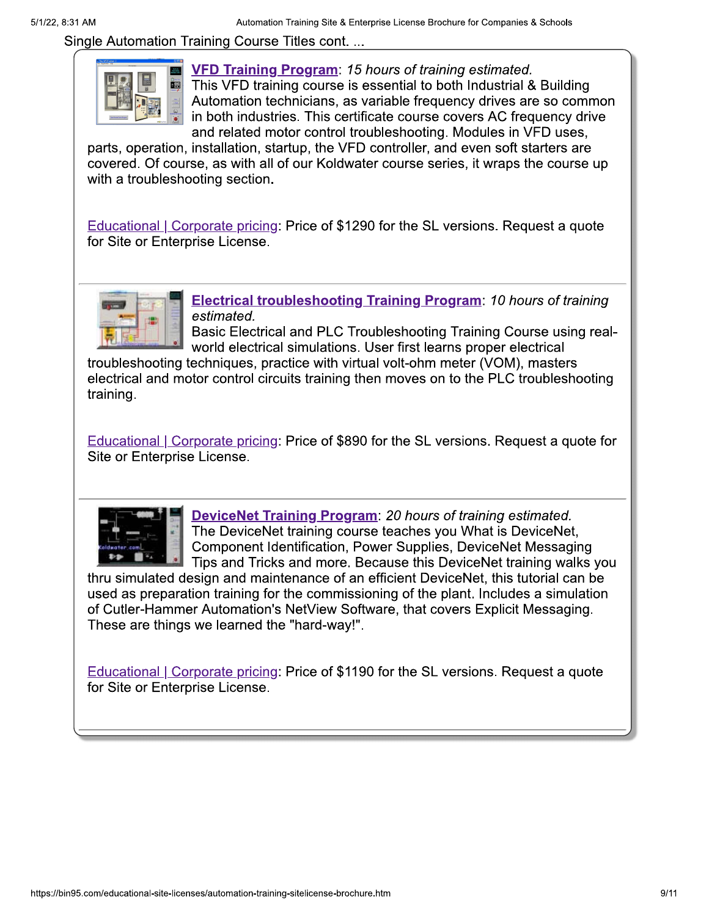Single Automation Training Course Titles cont. ...

**VFD Training Program**: *15 hours of training estimated.*
This VFD training course is essential to both Industrial & Building Automation technicians, as variable frequency drives are so common in both industries. This certificate course covers AC frequency drive and related motor control troubleshooting. Modules in VFD uses, parts, operation, installation, startup, the VFD controller, and even soft starters are covered. Of course, as with all of our Koldwater course series, it wraps the course up with a troubleshooting section.

Educational | Corporate pricing: Price of $1290 for the SL versions. Request a quote for Site or Enterprise License.

---

**Electrical troubleshooting Training Program**: *10 hours of training estimated.*
Basic Electrical and PLC Troubleshooting Training Course using real-world electrical simulations. User first learns proper electrical troubleshooting techniques, practice with virtual volt-ohm meter (VOM), masters electrical and motor control circuits training then moves on to the PLC troubleshooting training.

Educational | Corporate pricing: Price of $890 for the SL versions. Request a quote for Site or Enterprise License.

---

**DeviceNet Training Program**: *20 hours of training estimated.*
The DeviceNet training course teaches you What is DeviceNet, Component Identification, Power Supplies, DeviceNet Messaging Tips and Tricks and more. Because this DeviceNet training walks you thru simulated design and maintenance of an efficient DeviceNet, this tutorial can be used as preparation training for the commissioning of the plant. Includes a simulation of Cutler-Hammer Automation's NetView Software, that covers Explicit Messaging. These are things we learned the "hard-way!".

Educational | Corporate pricing: Price of $1190 for the SL versions. Request a quote for Site or Enterprise License.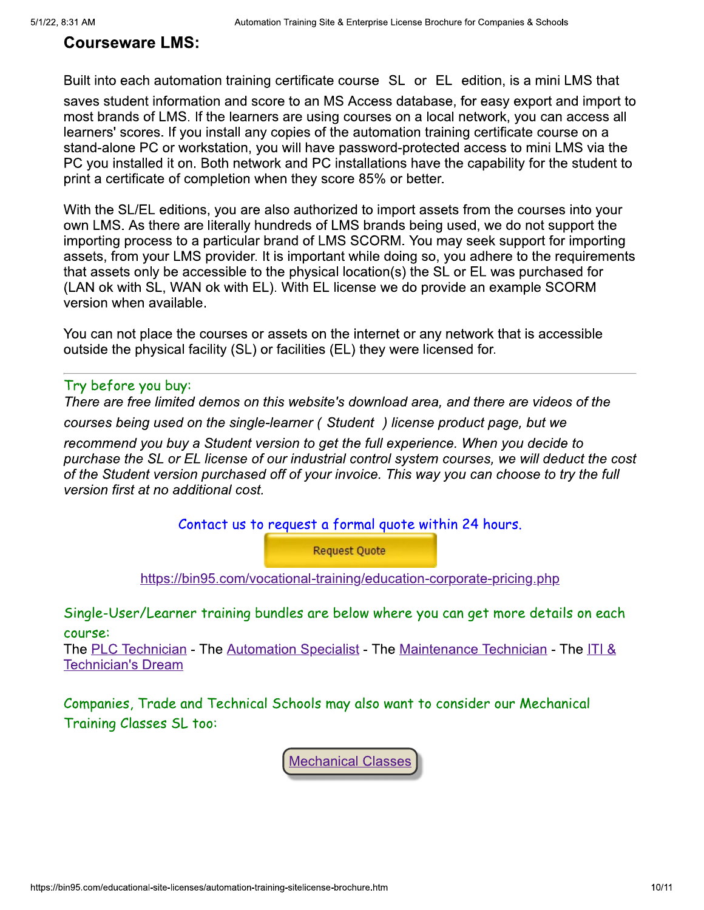## Courseware LMS:

Built into each automation training certificate course SL or EL edition, is a mini LMS that saves student information and score to an MS Access database, for easy export and import to most brands of LMS. If the learners are using courses on a local network, you can access all learners' scores. If you install any copies of the automation training certificate course on a stand-alone PC or workstation, you will have password-protected access to mini LMS via the PC you installed it on. Both network and PC installations have the capability for the student to print a certificate of completion when they score 85% or better.

With the SL/EL editions, you are also authorized to import assets from the courses into your own LMS. As there are literally hundreds of LMS brands being used, we do not support the importing process to a particular brand of LMS SCORM. You may seek support for importing assets, from your LMS provider. It is important while doing so, you adhere to the requirements that assets only be accessible to the physical location(s) the SL or EL was purchased for (LAN ok with SL, WAN ok with EL). With EL license we do provide an example SCORM version when available.

You can not place the courses or assets on the internet or any network that is accessible outside the physical facility (SL) or facilities (EL) they were licensed for.

---

Try before you buy:

*There are free limited demos on this website's download area, and there are videos of the courses being used on the single-learner ( Student ) license product page, but we recommend you buy a Student version to get the full experience. When you decide to purchase the SL or EL license of our industrial control system courses, we will deduct the cost of the Student version purchased off of your invoice. This way you can choose to try the full version first at no additional cost.*

Contact us to request a formal quote within 24 hours.

Request Quote

https://bin95.com/vocational-training/education-corporate-pricing.php

Single-User/Learner training bundles are below where you can get more details on each course:

The PLC Technician - The Automation Specialist - The Maintenance Technician - The ITI & Technician's Dream

Companies, Trade and Technical Schools may also want to consider our Mechanical Training Classes SL too:

Mechanical Classes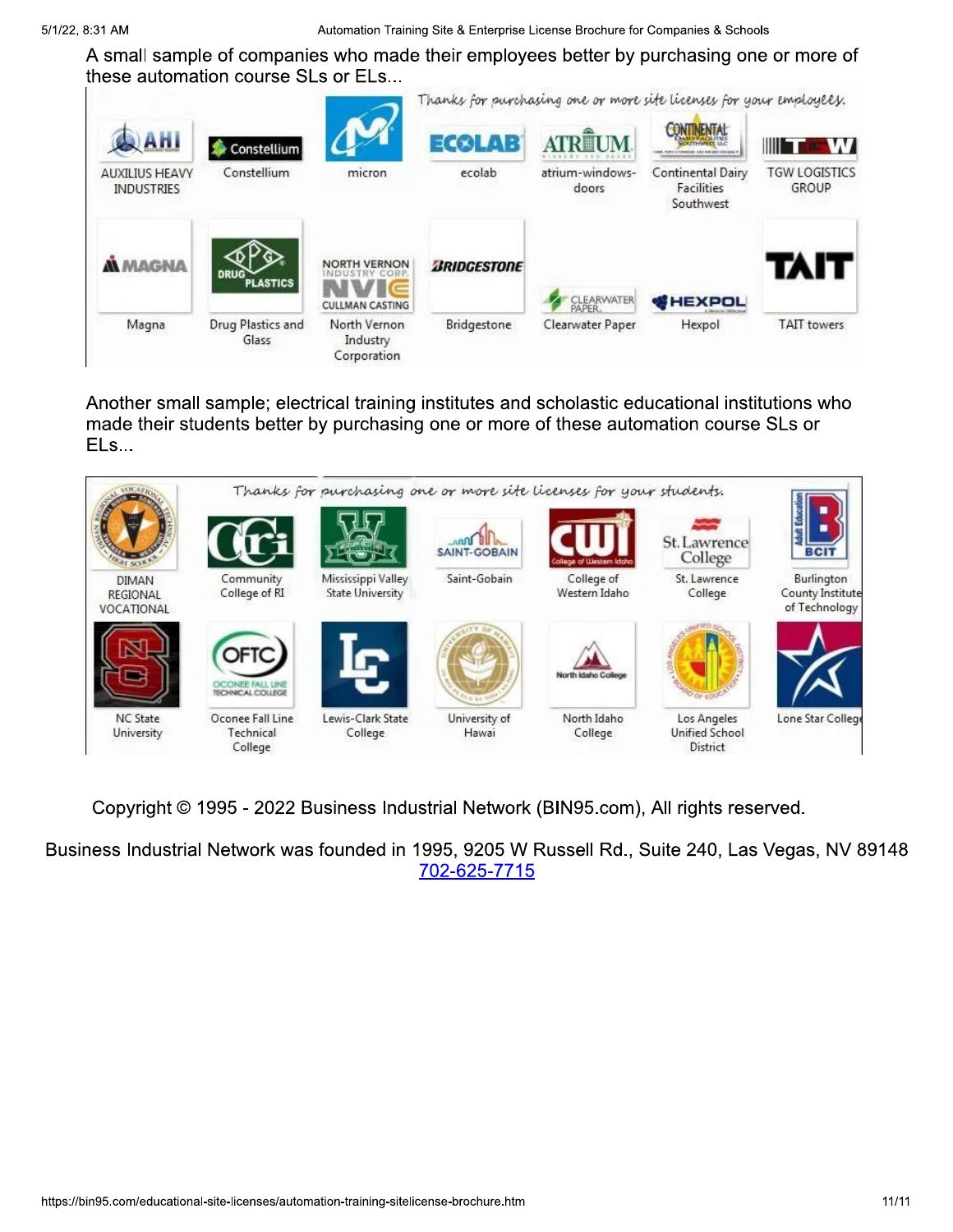A small sample of companies who made their employees better by purchasing one or more of these automation course SLs or ELs...

*Thanks for purchasing one or more site licenses for your employees.*

AUXILIUS HEAVY INDUSTRIES

Constellium

micron

ecolab

atrium-windows-doors

Continental Dairy Facilities Southwest

TGW LOGISTICS GROUP

Magna

Drug Plastics and Glass

North Vernon Industry Corporation

Bridgestone

Clearwater Paper

Hexpol

TAIT towers

Another small sample; electrical training institutes and scholastic educational institutions who made their students better by purchasing one or more of these automation course SLs or ELs...

*Thanks for purchasing one or more site licenses for your students.*

DIMAN REGIONAL VOCATIONAL

Community College of RI

Mississippi Valley State University

Saint-Gobain

College of Western Idaho

St. Lawrence College

Burlington County Institute of Technology

NC State University

Oconee Fall Line Technical College

Lewis-Clark State College

University of Hawai

North Idaho College

Los Angeles Unified School District

Lone Star College

Copyright © 1995 - 2022 Business Industrial Network (BIN95.com), All rights reserved.

Business Industrial Network was founded in 1995, 9205 W Russell Rd., Suite 240, Las Vegas, NV 89148
702-625-7715